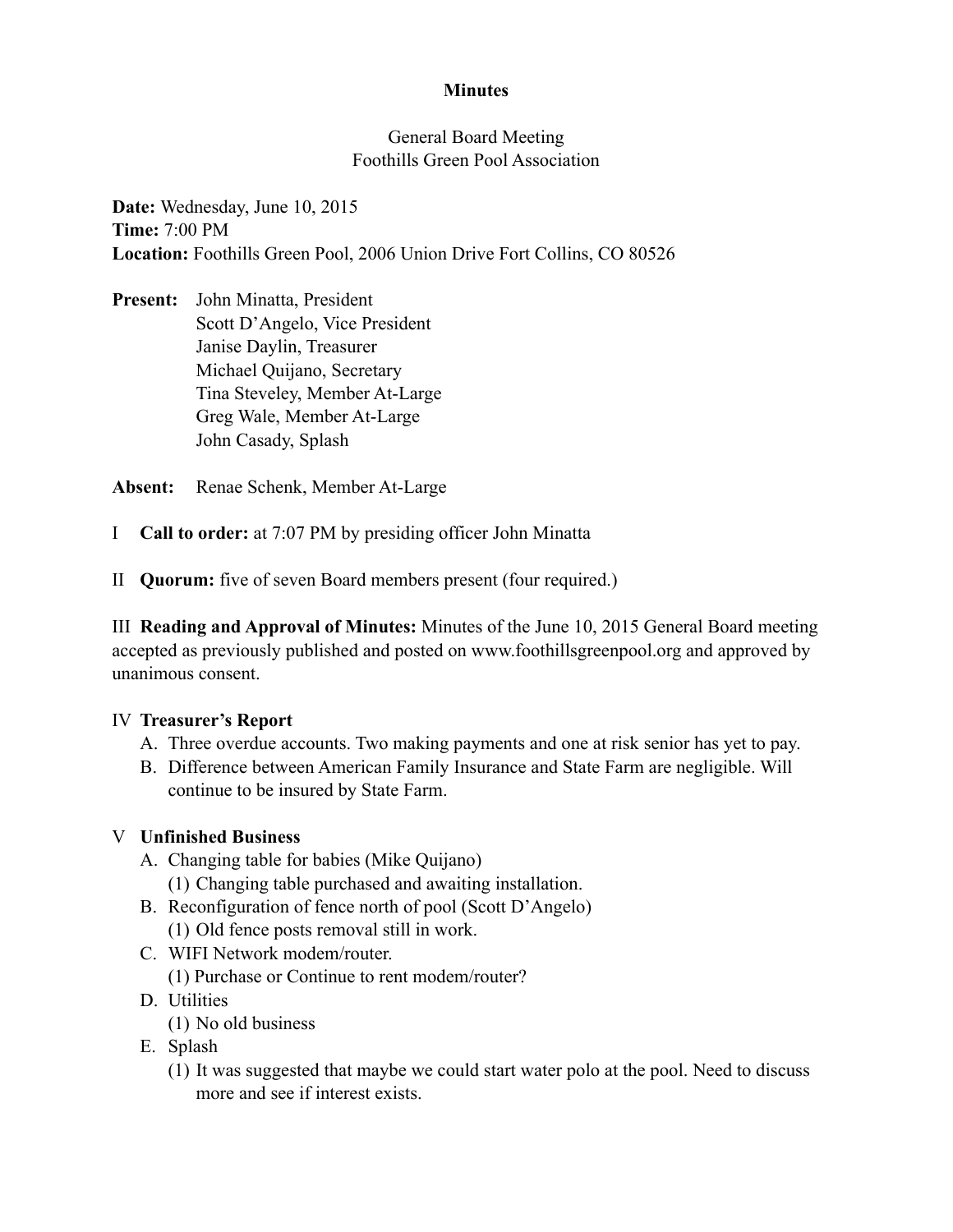**Minutes**

General Board Meeting
Foothills Green Pool Association

**Date:** Wednesday, June 10, 2015
**Time:** 7:00 PM
**Location:** Foothills Green Pool, 2006 Union Drive Fort Collins, CO 80526

**Present:** John Minatta, President
Scott D'Angelo, Vice President
Janise Daylin, Treasurer
Michael Quijano, Secretary
Tina Steveley, Member At-Large
Greg Wale, Member At-Large
John Casady, Splash

**Absent:** Renae Schenk, Member At-Large

I **Call to order:** at 7:07 PM by presiding officer John Minatta

II **Quorum:** five of seven Board members present (four required.)

III **Reading and Approval of Minutes:** Minutes of the June 10, 2015 General Board meeting accepted as previously published and posted on www.foothillsgreenpool.org and approved by unanimous consent.

IV **Treasurer's Report**

A. Three overdue accounts. Two making payments and one at risk senior has yet to pay.
B. Difference between American Family Insurance and State Farm are negligible. Will continue to be insured by State Farm.

V **Unfinished Business**

A. Changing table for babies (Mike Quijano)
   (1) Changing table purchased and awaiting installation.
B. Reconfiguration of fence north of pool (Scott D'Angelo)
   (1) Old fence posts removal still in work.
C. WIFI Network modem/router.
   (1) Purchase or Continue to rent modem/router?
D. Utilities
   (1) No old business
E. Splash
   (1) It was suggested that maybe we could start water polo at the pool. Need to discuss more and see if interest exists.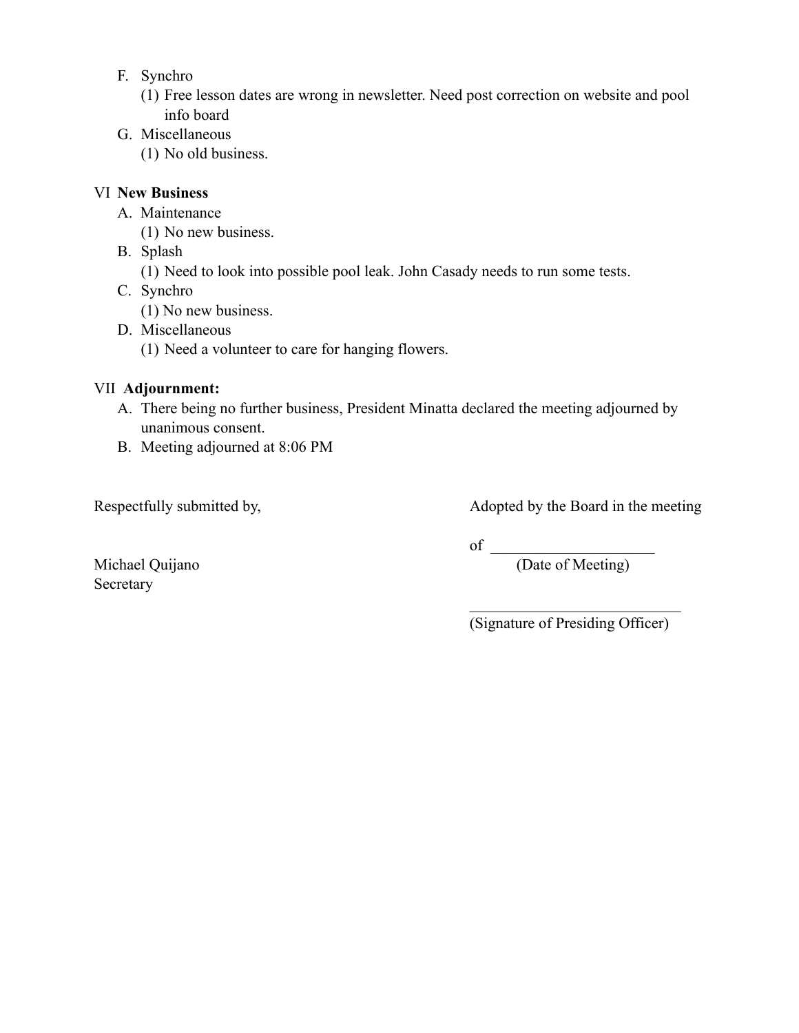F. Synchro
   (1) Free lesson dates are wrong in newsletter. Need post correction on website and pool info board
G. Miscellaneous
   (1) No old business.

VI **New Business**

A. Maintenance
   (1) No new business.
B. Splash
   (1) Need to look into possible pool leak. John Casady needs to run some tests.
C. Synchro
   (1) No new business.
D. Miscellaneous
   (1) Need a volunteer to care for hanging flowers.

VII **Adjournment:**

A. There being no further business, President Minatta declared the meeting adjourned by unanimous consent.
B. Meeting adjourned at 8:06 PM

Respectfully submitted by,

Michael Quijano
Secretary

Adopted by the Board in the meeting

of ____________________
(Date of Meeting)

__________________________
(Signature of Presiding Officer)